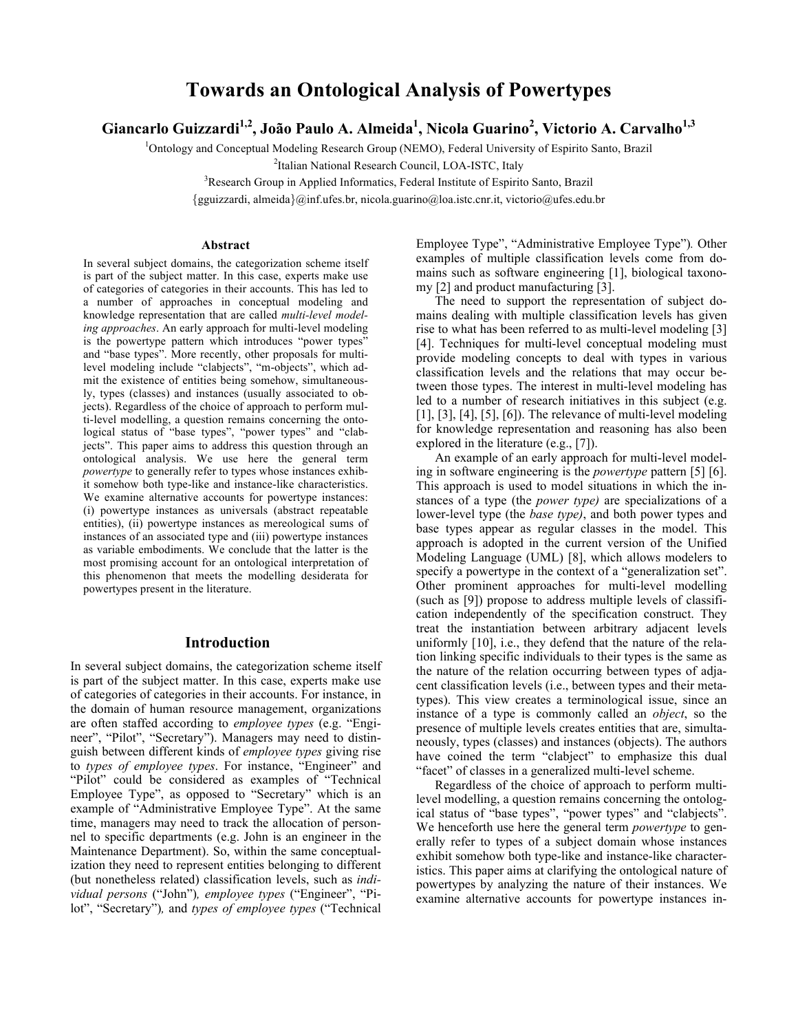# Towards an Ontological Analysis of Powertypes

**Giancarlo Guizzardi[1,2], João Paulo A. Almeida[1], Nicola Guarino[2], Victorio A. Carvalho[1,3]**

[1]Ontology and Conceptual Modeling Research Group (NEMO), Federal University of Espirito Santo, Brazil

[2]Italian National Research Council, LOA-ISTC, Italy

[3]Research Group in Applied Informatics, Federal Institute of Espirito Santo, Brazil

{gguizzardi, almeida}@inf.ufes.br, nicola.guarino@loa.istc.cnr.it, victorio@ufes.edu.br

## Abstract

In several subject domains, the categorization scheme itself is part of the subject matter. In this case, experts make use of categories of categories in their accounts. This has led to a number of approaches in conceptual modeling and knowledge representation that are called *multi-level modeling approaches*. An early approach for multi-level modeling is the powertype pattern which introduces "power types" and "base types". More recently, other proposals for multi-level modeling include "clabjects", "m-objects", which admit the existence of entities being somehow, simultaneously, types (classes) and instances (usually associated to objects). Regardless of the choice of approach to perform multi-level modelling, a question remains concerning the ontological status of "base types", "power types" and "clabjects". This paper aims to address this question through an ontological analysis. We use here the general term *powertype* to generally refer to types whose instances exhibit somehow both type-like and instance-like characteristics. We examine alternative accounts for powertype instances: (i) powertype instances as universals (abstract repeatable entities), (ii) powertype instances as mereological sums of instances of an associated type and (iii) powertype instances as variable embodiments. We conclude that the latter is the most promising account for an ontological interpretation of this phenomenon that meets the modelling desiderata for powertypes present in the literature.

## Introduction

In several subject domains, the categorization scheme itself is part of the subject matter. In this case, experts make use of categories of categories in their accounts. For instance, in the domain of human resource management, organizations are often staffed according to *employee types* (e.g. "Engineer", "Pilot", "Secretary"). Managers may need to distinguish between different kinds of *employee types* giving rise to *types of employee types*. For instance, "Engineer" and "Pilot" could be considered as examples of "Technical Employee Type", as opposed to "Secretary" which is an example of "Administrative Employee Type". At the same time, managers may need to track the allocation of personnel to specific departments (e.g. John is an engineer in the Maintenance Department). So, within the same conceptualization they need to represent entities belonging to different (but nonetheless related) classification levels, such as *individual persons* ("John"), *employee types* ("Engineer", "Pilot", "Secretary"), and *types of employee types* ("Technical Employee Type", "Administrative Employee Type"). Other examples of multiple classification levels come from domains such as software engineering [1], biological taxonomy [2] and product manufacturing [3].

The need to support the representation of subject domains dealing with multiple classification levels has given rise to what has been referred to as multi-level modeling [3] [4]. Techniques for multi-level conceptual modeling must provide modeling concepts to deal with types in various classification levels and the relations that may occur between those types. The interest in multi-level modeling has led to a number of research initiatives in this subject (e.g. [1], [3], [4], [5], [6]). The relevance of multi-level modeling for knowledge representation and reasoning has also been explored in the literature (e.g., [7]).

An example of an early approach for multi-level modeling in software engineering is the *powertype* pattern [5] [6]. This approach is used to model situations in which the instances of a type (the *power type)* are specializations of a lower-level type (the *base type)*, and both power types and base types appear as regular classes in the model. This approach is adopted in the current version of the Unified Modeling Language (UML) [8], which allows modelers to specify a powertype in the context of a "generalization set". Other prominent approaches for multi-level modelling (such as [9]) propose to address multiple levels of classification independently of the specification construct. They treat the instantiation between arbitrary adjacent levels uniformly [10], i.e., they defend that the nature of the relation linking specific individuals to their types is the same as the nature of the relation occurring between types of adjacent classification levels (i.e., between types and their metatypes). This view creates a terminological issue, since an instance of a type is commonly called an *object*, so the presence of multiple levels creates entities that are, simultaneously, types (classes) and instances (objects). The authors have coined the term "clabject" to emphasize this dual "facet" of classes in a generalized multi-level scheme.

Regardless of the choice of approach to perform multi-level modelling, a question remains concerning the ontological status of "base types", "power types" and "clabjects". We henceforth use here the general term *powertype* to generally refer to types of a subject domain whose instances exhibit somehow both type-like and instance-like characteristics. This paper aims at clarifying the ontological nature of powertypes by analyzing the nature of their instances. We examine alternative accounts for powertype instances in-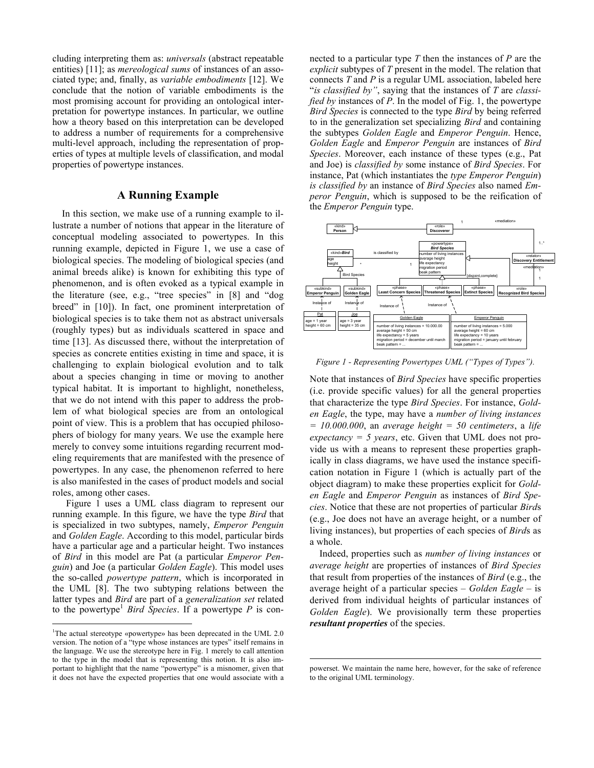cluding interpreting them as: *universals* (abstract repeatable entities) [11]; as *mereological sums* of instances of an associated type; and, finally, as *variable embodiments* [12]. We conclude that the notion of variable embodiments is the most promising account for providing an ontological interpretation for powertype instances. In particular, we outline how a theory based on this interpretation can be developed to address a number of requirements for a comprehensive multi-level approach, including the representation of properties of types at multiple levels of classification, and modal properties of powertype instances.

## A Running Example

In this section, we make use of a running example to illustrate a number of notions that appear in the literature of conceptual modeling associated to powertypes. In this running example, depicted in Figure 1, we use a case of biological species. The modeling of biological species (and animal breeds alike) is known for exhibiting this type of phenomenon, and is often evoked as a typical example in the literature (see, e.g., "tree species" in [8] and "dog breed" in [10]). In fact, one prominent interpretation of biological species is to take them not as abstract universals (roughly types) but as individuals scattered in space and time [13]. As discussed there, without the interpretation of species as concrete entities existing in time and space, it is challenging to explain biological evolution and to talk about a species changing in time or moving to another typical habitat. It is important to highlight, nonetheless, that we do not intend with this paper to address the problem of what biological species are from an ontological point of view. This is a problem that has occupied philosophers of biology for many years. We use the example here merely to convey some intuitions regarding recurrent modeling requirements that are manifested with the presence of powertypes. In any case, the phenomenon referred to here is also manifested in the cases of product models and social roles, among other cases.

Figure 1 uses a UML class diagram to represent our running example. In this figure, we have the type *Bird* that is specialized in two subtypes, namely, *Emperor Penguin* and *Golden Eagle*. According to this model, particular birds have a particular age and a particular height. Two instances of *Bird* in this model are Pat (a particular *Emperor Penguin*) and Joe (a particular *Golden Eagle*). This model uses the so-called *powertype pattern*, which is incorporated in the UML [8]. The two subtyping relations between the latter types and *Bird* are part of a *generalization set* related to the powertype[1] *Bird Species*. If a powertype *P* is connected to a particular type *T* then the instances of *P* are the *explicit* subtypes of *T* present in the model. The relation that connects *T* and *P* is a regular UML association, labeled here "*is classified by"*, saying that the instances of *T* are *classified by* instances of *P*. In the model of Fig. 1, the powertype *Bird Species* is connected to the type *Bird* by being referred to in the generalization set specializing *Bird* and containing the subtypes *Golden Eagle* and *Emperor Penguin*. Hence, *Golden Eagle* and *Emperor Penguin* are instances of *Bird Species*. Moreover, each instance of these types (e.g., Pat and Joe) is *classified by* some instance of *Bird Species*. For instance, Pat (which instantiates the *type Emperor Penguin*) *is classified by* an instance of *Bird Species* also named *Emperor Penguin*, which is supposed to be the reification of the *Emperor Penguin* type.

*Figure 1 - Representing Powertypes UML ("Types of Types").*

Note that instances of *Bird Species* have specific properties (i.e. provide specific values) for all the general properties that characterize the type *Bird Species*. For instance, *Golden Eagle*, the type, may have a *number of living instances = 10.000.000*, an *average height = 50 centimeters*, a *life expectancy = 5 years*, etc. Given that UML does not provide us with a means to represent these properties graphically in class diagrams, we have used the instance specification notation in Figure 1 (which is actually part of the object diagram) to make these properties explicit for *Golden Eagle* and *Emperor Penguin* as instances of *Bird Species*. Notice that these are not properties of particular *Bird*s (e.g., Joe does not have an average height, or a number of living instances), but properties of each species of *Bird*s as a whole.

Indeed, properties such as *number of living instances* or *average height* are properties of instances of *Bird Species* that result from properties of the instances of *Bird* (e.g., the average height of a particular species – *Golden Eagle* – is derived from individual heights of particular instances of *Golden Eagle*). We provisionally term these properties ***resultant properties*** of the species.

[1] The actual stereotype «powertype» has been deprecated in the UML 2.0 version. The notion of a "type whose instances are types" itself remains in the language. We use the stereotype here in Fig. 1 merely to call attention to the type in the model that is representing this notion. It is also important to highlight that the name "powertype" is a misnomer, given that it does not have the expected properties that one would associate with a powerset. We maintain the name here, however, for the sake of reference to the original UML terminology.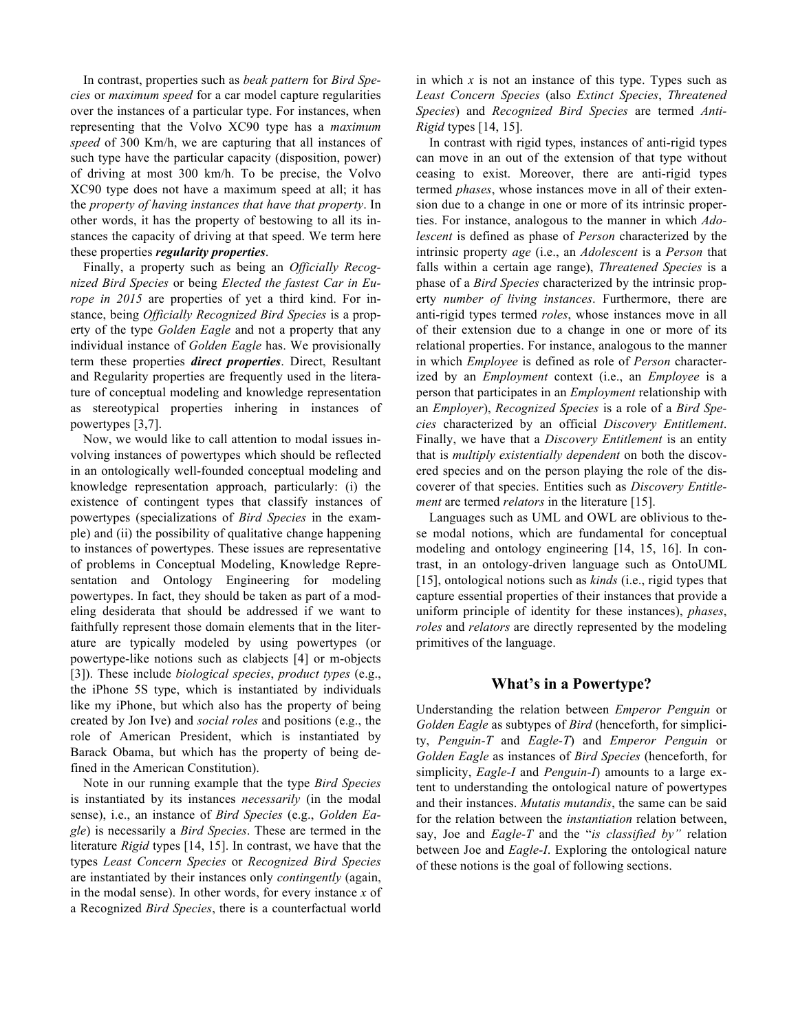In contrast, properties such as *beak pattern* for *Bird Species* or *maximum speed* for a car model capture regularities over the instances of a particular type. For instances, when representing that the Volvo XC90 type has a *maximum speed* of 300 Km/h, we are capturing that all instances of such type have the particular capacity (disposition, power) of driving at most 300 km/h. To be precise, the Volvo XC90 type does not have a maximum speed at all; it has the *property of having instances that have that property*. In other words, it has the property of bestowing to all its instances the capacity of driving at that speed. We term here these properties ***regularity properties***.

Finally, a property such as being an *Officially Recognized Bird Species* or being *Elected the fastest Car in Europe in 2015* are properties of yet a third kind. For instance, being *Officially Recognized Bird Species* is a property of the type *Golden Eagle* and not a property that any individual instance of *Golden Eagle* has. We provisionally term these properties ***direct properties***. Direct, Resultant and Regularity properties are frequently used in the literature of conceptual modeling and knowledge representation as stereotypical properties inhering in instances of powertypes [3,7].

Now, we would like to call attention to modal issues involving instances of powertypes which should be reflected in an ontologically well-founded conceptual modeling and knowledge representation approach, particularly: (i) the existence of contingent types that classify instances of powertypes (specializations of *Bird Species* in the example) and (ii) the possibility of qualitative change happening to instances of powertypes. These issues are representative of problems in Conceptual Modeling, Knowledge Representation and Ontology Engineering for modeling powertypes. In fact, they should be taken as part of a modeling desiderata that should be addressed if we want to faithfully represent those domain elements that in the literature are typically modeled by using powertypes (or powertype-like notions such as clabjects [4] or m-objects [3]). These include *biological species*, *product types* (e.g., the iPhone 5S type, which is instantiated by individuals like my iPhone, but which also has the property of being created by Jon Ive) and *social roles* and positions (e.g., the role of American President, which is instantiated by Barack Obama, but which has the property of being defined in the American Constitution).

Note in our running example that the type *Bird Species* is instantiated by its instances *necessarily* (in the modal sense), i.e., an instance of *Bird Species* (e.g., *Golden Eagle*) is necessarily a *Bird Species*. These are termed in the literature *Rigid* types [14, 15]. In contrast, we have that the types *Least Concern Species* or *Recognized Bird Species* are instantiated by their instances only *contingently* (again, in the modal sense). In other words, for every instance *x* of a Recognized *Bird Species*, there is a counterfactual world in which *x* is not an instance of this type. Types such as *Least Concern Species* (also *Extinct Species*, *Threatened Species*) and *Recognized Bird Species* are termed *Anti-Rigid* types [14, 15].

In contrast with rigid types, instances of anti-rigid types can move in an out of the extension of that type without ceasing to exist. Moreover, there are anti-rigid types termed *phases*, whose instances move in all of their extension due to a change in one or more of its intrinsic properties. For instance, analogous to the manner in which *Adolescent* is defined as phase of *Person* characterized by the intrinsic property *age* (i.e., an *Adolescent* is a *Person* that falls within a certain age range), *Threatened Species* is a phase of a *Bird Species* characterized by the intrinsic property *number of living instances*. Furthermore, there are anti-rigid types termed *roles*, whose instances move in all of their extension due to a change in one or more of its relational properties. For instance, analogous to the manner in which *Employee* is defined as role of *Person* characterized by an *Employment* context (i.e., an *Employee* is a person that participates in an *Employment* relationship with an *Employer*), *Recognized Species* is a role of a *Bird Species* characterized by an official *Discovery Entitlement*. Finally, we have that a *Discovery Entitlement* is an entity that is *multiply existentially dependent* on both the discovered species and on the person playing the role of the discoverer of that species. Entities such as *Discovery Entitlement* are termed *relators* in the literature [15].

Languages such as UML and OWL are oblivious to these modal notions, which are fundamental for conceptual modeling and ontology engineering [14, 15, 16]. In contrast, in an ontology-driven language such as OntoUML [15], ontological notions such as *kinds* (i.e., rigid types that capture essential properties of their instances that provide a uniform principle of identity for these instances), *phases*, *roles* and *relators* are directly represented by the modeling primitives of the language.

## What's in a Powertype?

Understanding the relation between *Emperor Penguin* or *Golden Eagle* as subtypes of *Bird* (henceforth, for simplicity, *Penguin-T* and *Eagle-T*) and *Emperor Penguin* or *Golden Eagle* as instances of *Bird Species* (henceforth, for simplicity, *Eagle-I* and *Penguin-I*) amounts to a large extent to understanding the ontological nature of powertypes and their instances. *Mutatis mutandis*, the same can be said for the relation between the *instantiation* relation between, say, Joe and *Eagle-T* and the "*is classified by"* relation between Joe and *Eagle-I*. Exploring the ontological nature of these notions is the goal of following sections.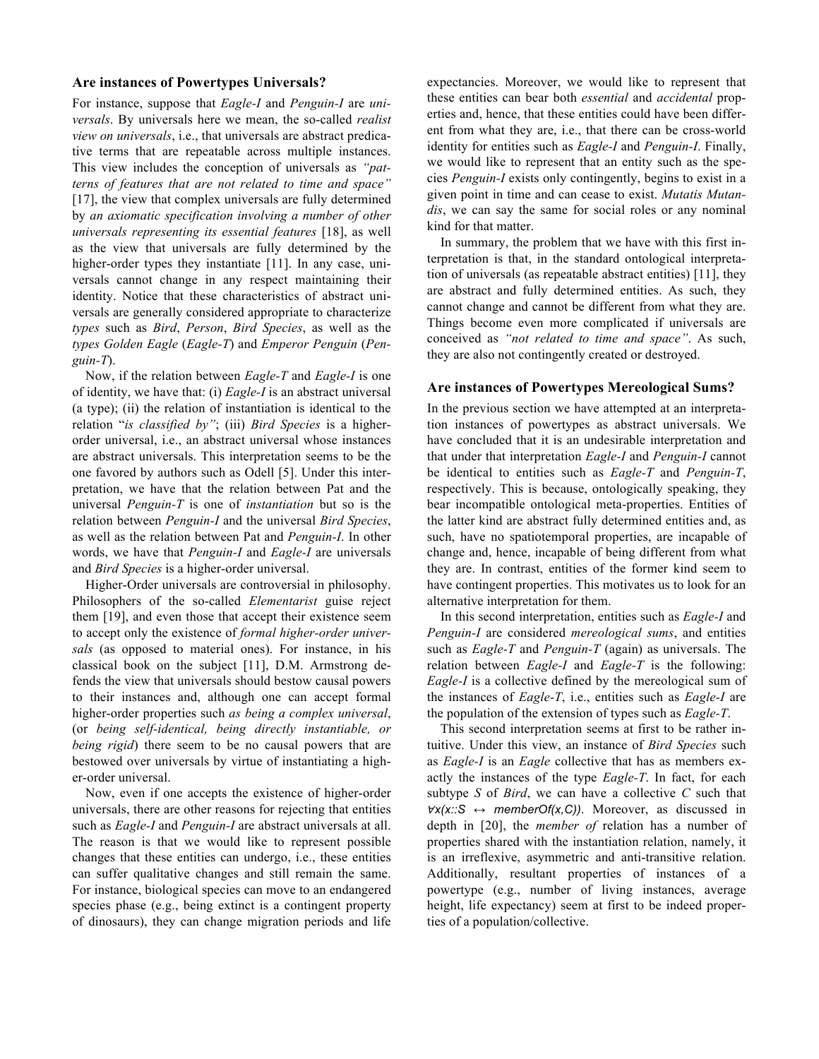## Are instances of Powertypes Universals?

For instance, suppose that *Eagle-I* and *Penguin-I* are *universals*. By universals here we mean, the so-called *realist view on universals*, i.e., that universals are abstract predicative terms that are repeatable across multiple instances. This view includes the conception of universals as *"patterns of features that are not related to time and space"* [17], the view that complex universals are fully determined by *an axiomatic specification involving a number of other universals representing its essential features* [18], as well as the view that universals are fully determined by the higher-order types they instantiate [11]. In any case, universals cannot change in any respect maintaining their identity. Notice that these characteristics of abstract universals are generally considered appropriate to characterize *types* such as *Bird*, *Person*, *Bird Species*, as well as the *types Golden Eagle* (*Eagle-T*) and *Emperor Penguin* (*Penguin-T*).

Now, if the relation between *Eagle-T* and *Eagle-I* is one of identity, we have that: (i) *Eagle-I* is an abstract universal (a type); (ii) the relation of instantiation is identical to the relation "*is classified by"*; (iii) *Bird Species* is a higher-order universal, i.e., an abstract universal whose instances are abstract universals. This interpretation seems to be the one favored by authors such as Odell [5]. Under this interpretation, we have that the relation between Pat and the universal *Penguin-T* is one of *instantiation* but so is the relation between *Penguin-I* and the universal *Bird Species*, as well as the relation between Pat and *Penguin-I*. In other words, we have that *Penguin-I* and *Eagle-I* are universals and *Bird Species* is a higher-order universal.

Higher-Order universals are controversial in philosophy. Philosophers of the so-called *Elementarist* guise reject them [19], and even those that accept their existence seem to accept only the existence of *formal higher-order universals* (as opposed to material ones). For instance, in his classical book on the subject [11], D.M. Armstrong defends the view that universals should bestow causal powers to their instances and, although one can accept formal higher-order properties such *as being a complex universal*, (or *being self-identical, being directly instantiable, or being rigid*) there seem to be no causal powers that are bestowed over universals by virtue of instantiating a higher-order universal.

Now, even if one accepts the existence of higher-order universals, there are other reasons for rejecting that entities such as *Eagle-I* and *Penguin-I* are abstract universals at all. The reason is that we would like to represent possible changes that these entities can undergo, i.e., these entities can suffer qualitative changes and still remain the same. For instance, biological species can move to an endangered species phase (e.g., being extinct is a contingent property of dinosaurs), they can change migration periods and life expectancies. Moreover, we would like to represent that these entities can bear both *essential* and *accidental* properties and, hence, that these entities could have been different from what they are, i.e., that there can be cross-world identity for entities such as *Eagle-I* and *Penguin-I*. Finally, we would like to represent that an entity such as the species *Penguin-I* exists only contingently, begins to exist in a given point in time and can cease to exist. *Mutatis Mutandis*, we can say the same for social roles or any nominal kind for that matter.

In summary, the problem that we have with this first interpretation is that, in the standard ontological interpretation of universals (as repeatable abstract entities) [11], they are abstract and fully determined entities. As such, they cannot change and cannot be different from what they are. Things become even more complicated if universals are conceived as *"not related to time and space"*. As such, they are also not contingently created or destroyed.

## Are instances of Powertypes Mereological Sums?

In the previous section we have attempted at an interpretation instances of powertypes as abstract universals. We have concluded that it is an undesirable interpretation and that under that interpretation *Eagle-I* and *Penguin-I* cannot be identical to entities such as *Eagle-T* and *Penguin-T*, respectively. This is because, ontologically speaking, they bear incompatible ontological meta-properties. Entities of the latter kind are abstract fully determined entities and, as such, have no spatiotemporal properties, are incapable of change and, hence, incapable of being different from what they are. In contrast, entities of the former kind seem to have contingent properties. This motivates us to look for an alternative interpretation for them.

In this second interpretation, entities such as *Eagle-I* and *Penguin-I* are considered *mereological sums*, and entities such as *Eagle-T* and *Penguin-T* (again) as universals. The relation between *Eagle-I* and *Eagle-T* is the following: *Eagle-I* is a collective defined by the mereological sum of the instances of *Eagle-T*, i.e., entities such as *Eagle-I* are the population of the extension of types such as *Eagle-T*.

This second interpretation seems at first to be rather intuitive. Under this view, an instance of *Bird Species* such as *Eagle-I* is an *Eagle* collective that has as members exactly the instances of the type *Eagle-T*. In fact, for each subtype *S* of *Bird*, we can have a collective *C* such that $\forall x(x{::}S \leftrightarrow memberOf(x,C))$. Moreover, as discussed in depth in [20], the *member of* relation has a number of properties shared with the instantiation relation, namely, it is an irreflexive, asymmetric and anti-transitive relation. Additionally, resultant properties of instances of a powertype (e.g., number of living instances, average height, life expectancy) seem at first to be indeed properties of a population/collective.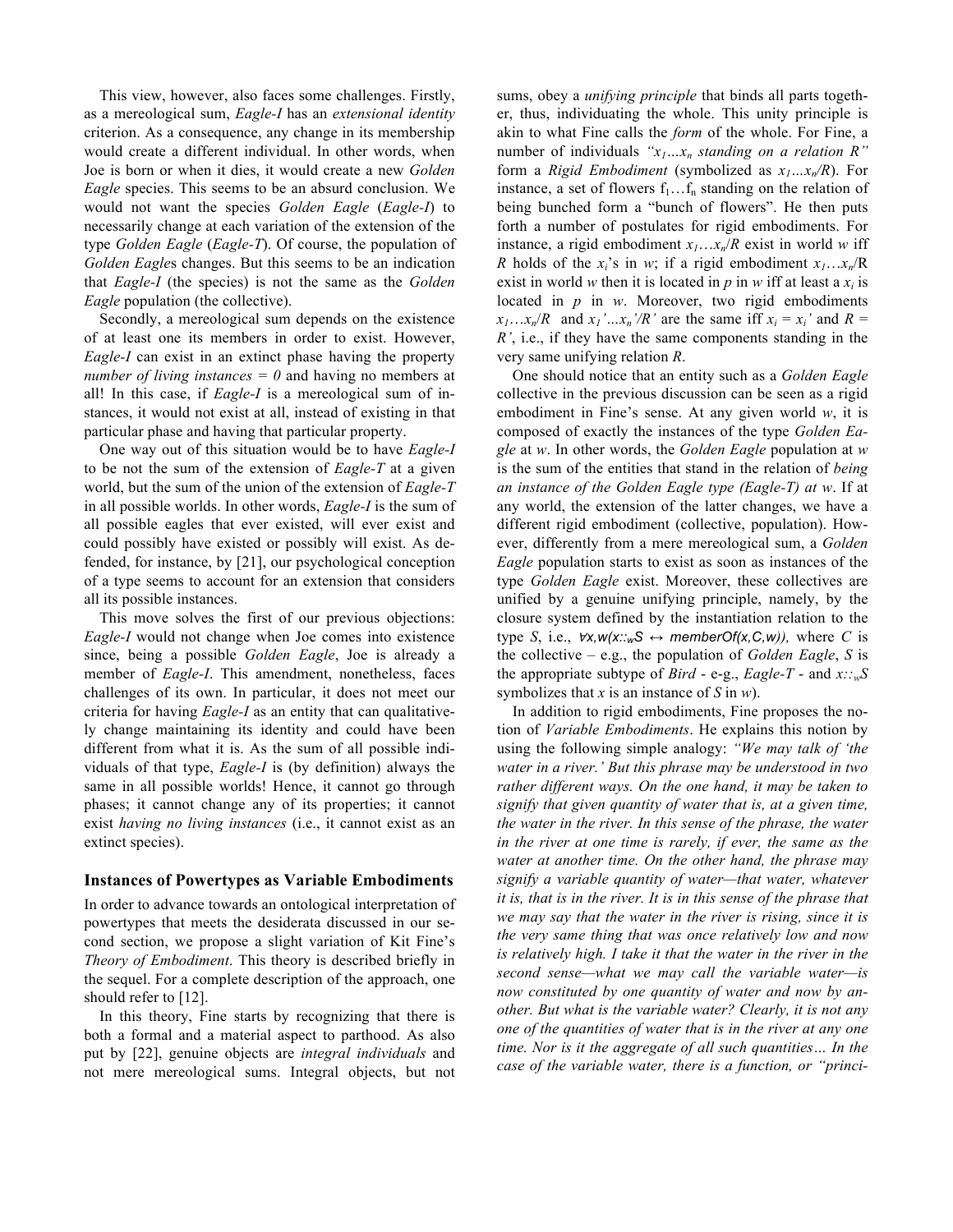This view, however, also faces some challenges. Firstly, as a mereological sum, *Eagle-I* has an *extensional identity* criterion. As a consequence, any change in its membership would create a different individual. In other words, when Joe is born or when it dies, it would create a new *Golden Eagle* species. This seems to be an absurd conclusion. We would not want the species *Golden Eagle* (*Eagle-I*) to necessarily change at each variation of the extension of the type *Golden Eagle* (*Eagle-T*). Of course, the population of *Golden Eagle*s changes. But this seems to be an indication that *Eagle-I* (the species) is not the same as the *Golden Eagle* population (the collective).

Secondly, a mereological sum depends on the existence of at least one its members in order to exist. However, *Eagle-I* can exist in an extinct phase having the property *number of living instances = 0* and having no members at all! In this case, if *Eagle-I* is a mereological sum of instances, it would not exist at all, instead of existing in that particular phase and having that particular property.

One way out of this situation would be to have *Eagle-I* to be not the sum of the extension of *Eagle-T* at a given world, but the sum of the union of the extension of *Eagle-T* in all possible worlds. In other words, *Eagle-I* is the sum of all possible eagles that ever existed, will ever exist and could possibly have existed or possibly will exist. As defended, for instance, by [21], our psychological conception of a type seems to account for an extension that considers all its possible instances.

This move solves the first of our previous objections: *Eagle-I* would not change when Joe comes into existence since, being a possible *Golden Eagle*, Joe is already a member of *Eagle-I*. This amendment, nonetheless, faces challenges of its own. In particular, it does not meet our criteria for having *Eagle-I* as an entity that can qualitatively change maintaining its identity and could have been different from what it is. As the sum of all possible individuals of that type, *Eagle-I* is (by definition) always the same in all possible worlds! Hence, it cannot go through phases; it cannot change any of its properties; it cannot exist *having no living instances* (i.e., it cannot exist as an extinct species).

## Instances of Powertypes as Variable Embodiments

In order to advance towards an ontological interpretation of powertypes that meets the desiderata discussed in our second section, we propose a slight variation of Kit Fine's *Theory of Embodiment*. This theory is described briefly in the sequel. For a complete description of the approach, one should refer to [12].

In this theory, Fine starts by recognizing that there is both a formal and a material aspect to parthood. As also put by [22], genuine objects are *integral individuals* and not mere mereological sums. Integral objects, but not sums, obey a *unifying principle* that binds all parts together, thus, individuating the whole. This unity principle is akin to what Fine calls the *form* of the whole. For Fine, a number of individuals *"$x_1 \ldots x_n$ standing on a relation R"* form a *Rigid Embodiment* (symbolized as $x_1 \ldots x_n/R$). For instance, a set of flowers $f_1 \ldots f_n$ standing on the relation of being bunched form a "bunch of flowers". He then puts forth a number of postulates for rigid embodiments. For instance, a rigid embodiment $x_1 \ldots x_n/R$ exist in world $w$ iff $R$ holds of the $x_i$'s in $w$; if a rigid embodiment $x_1 \ldots x_n/R$ exist in world $w$ then it is located in $p$ in $w$ iff at least a $x_i$ is located in $p$ in $w$. Moreover, two rigid embodiments $x_1 \ldots x_n/R$ and $x_1' \ldots x_n'/R'$ are the same iff $x_i = x_i'$ and $R = R'$, i.e., if they have the same components standing in the very same unifying relation $R$.

One should notice that an entity such as a *Golden Eagle* collective in the previous discussion can be seen as a rigid embodiment in Fine's sense. At any given world $w$, it is composed of exactly the instances of the type *Golden Eagle* at $w$. In other words, the *Golden Eagle* population at $w$ is the sum of the entities that stand in the relation of *being an instance of the Golden Eagle type (Eagle-T) at w*. If at any world, the extension of the latter changes, we have a different rigid embodiment (collective, population). However, differently from a mere mereological sum, a *Golden Eagle* population starts to exist as soon as instances of the type *Golden Eagle* exist. Moreover, these collectives are unified by a genuine unifying principle, namely, by the closure system defined by the instantiation relation to the type $S$, i.e., $\forall x,w(x::_w S \leftrightarrow memberOf(x,C,w))$, where $C$ is the collective – e.g., the population of *Golden Eagle*, $S$ is the appropriate subtype of *Bird* - e.g., *Eagle-T* - and $x::_w S$ symbolizes that $x$ is an instance of $S$ in $w$).

In addition to rigid embodiments, Fine proposes the notion of *Variable Embodiments*. He explains this notion by using the following simple analogy: *"We may talk of 'the water in a river.' But this phrase may be understood in two rather different ways. On the one hand, it may be taken to signify that given quantity of water that is, at a given time, the water in the river. In this sense of the phrase, the water in the river at one time is rarely, if ever, the same as the water at another time. On the other hand, the phrase may signify a variable quantity of water—that water, whatever it is, that is in the river. It is in this sense of the phrase that we may say that the water in the river is rising, since it is the very same thing that was once relatively low and now is relatively high. I take it that the water in the river in the second sense—what we may call the variable water—is now constituted by one quantity of water and now by another. But what is the variable water? Clearly, it is not any one of the quantities of water that is in the river at any one time. Nor is it the aggregate of all such quantities… In the case of the variable water, there is a function, or "princi-*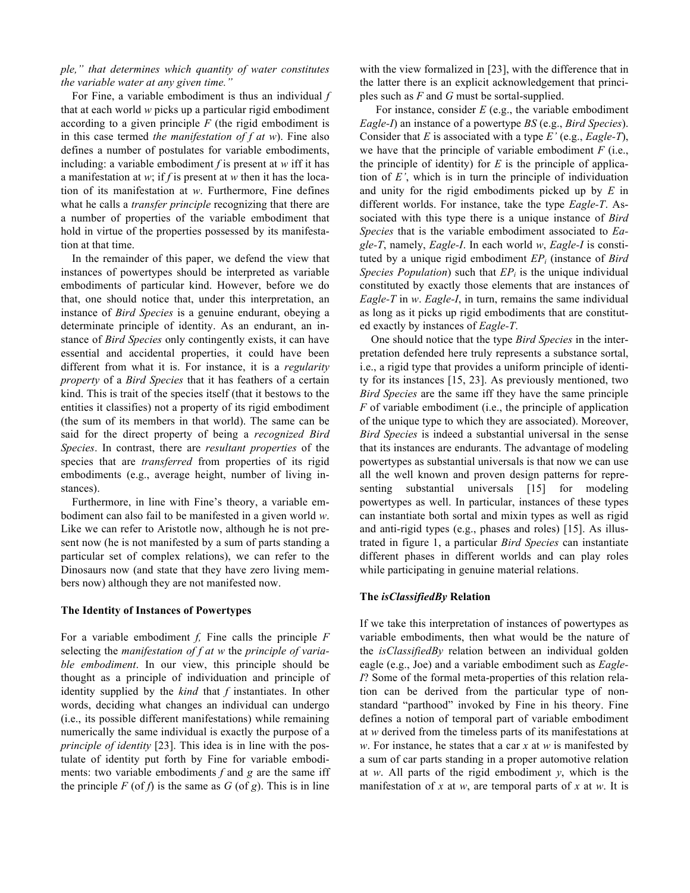*ple," that determines which quantity of water constitutes the variable water at any given time."*

For Fine, a variable embodiment is thus an individual $f$ that at each world $w$ picks up a particular rigid embodiment according to a given principle $F$ (the rigid embodiment is in this case termed *the manifestation of f at w*). Fine also defines a number of postulates for variable embodiments, including: a variable embodiment $f$ is present at $w$ iff it has a manifestation at $w$; if $f$ is present at $w$ then it has the location of its manifestation at $w$. Furthermore, Fine defines what he calls a *transfer principle* recognizing that there are a number of properties of the variable embodiment that hold in virtue of the properties possessed by its manifestation at that time.

In the remainder of this paper, we defend the view that instances of powertypes should be interpreted as variable embodiments of particular kind. However, before we do that, one should notice that, under this interpretation, an instance of *Bird Species* is a genuine endurant, obeying a determinate principle of identity. As an endurant, an instance of *Bird Species* only contingently exists, it can have essential and accidental properties, it could have been different from what it is. For instance, it is a *regularity property* of a *Bird Species* that it has feathers of a certain kind. This is trait of the species itself (that it bestows to the entities it classifies) not a property of its rigid embodiment (the sum of its members in that world). The same can be said for the direct property of being a *recognized Bird Species*. In contrast, there are *resultant properties* of the species that are *transferred* from properties of its rigid embodiments (e.g., average height, number of living instances).

Furthermore, in line with Fine's theory, a variable embodiment can also fail to be manifested in a given world $w$. Like we can refer to Aristotle now, although he is not present now (he is not manifested by a sum of parts standing a particular set of complex relations), we can refer to the Dinosaurs now (and state that they have zero living members now) although they are not manifested now.

### The Identity of Instances of Powertypes

For a variable embodiment $f$, Fine calls the principle $F$ selecting the *manifestation of f at w* the *principle of variable embodiment*. In our view, this principle should be thought as a principle of individuation and principle of identity supplied by the *kind* that $f$ instantiates. In other words, deciding what changes an individual can undergo (i.e., its possible different manifestations) while remaining numerically the same individual is exactly the purpose of a *principle of identity* [23]. This idea is in line with the postulate of identity put forth by Fine for variable embodiments: two variable embodiments $f$ and $g$ are the same iff the principle $F$ (of $f$) is the same as $G$ (of $g$). This is in line with the view formalized in [23], with the difference that in the latter there is an explicit acknowledgement that principles such as $F$ and $G$ must be sortal-supplied.

For instance, consider $E$ (e.g., the variable embodiment *Eagle-I*) an instance of a powertype $BS$ (e.g., *Bird Species*). Consider that $E$ is associated with a type $E'$ (e.g., *Eagle-T*), we have that the principle of variable embodiment $F$ (i.e., the principle of identity) for $E$ is the principle of application of $E'$, which is in turn the principle of individuation and unity for the rigid embodiments picked up by $E$ in different worlds. For instance, take the type *Eagle-T*. Associated with this type there is a unique instance of *Bird Species* that is the variable embodiment associated to *Eagle-T*, namely, *Eagle-I*. In each world $w$, *Eagle-I* is constituted by a unique rigid embodiment $EP_i$ (instance of *Bird Species Population*) such that $EP_i$ is the unique individual constituted by exactly those elements that are instances of *Eagle-T* in $w$. *Eagle-I*, in turn, remains the same individual as long as it picks up rigid embodiments that are constituted exactly by instances of *Eagle-T*.

One should notice that the type *Bird Species* in the interpretation defended here truly represents a substance sortal, i.e., a rigid type that provides a uniform principle of identity for its instances [15, 23]. As previously mentioned, two *Bird Species* are the same iff they have the same principle $F$ of variable embodiment (i.e., the principle of application of the unique type to which they are associated). Moreover, *Bird Species* is indeed a substantial universal in the sense that its instances are endurants. The advantage of modeling powertypes as substantial universals is that now we can use all the well known and proven design patterns for representing substantial universals [15] for modeling powertypes as well. In particular, instances of these types can instantiate both sortal and mixin types as well as rigid and anti-rigid types (e.g., phases and roles) [15]. As illustrated in figure 1, a particular *Bird Species* can instantiate different phases in different worlds and can play roles while participating in genuine material relations.

### The *isClassifiedBy* Relation

If we take this interpretation of instances of powertypes as variable embodiments, then what would be the nature of the *isClassifiedBy* relation between an individual golden eagle (e.g., Joe) and a variable embodiment such as *Eagle-I*? Some of the formal meta-properties of this relation relation can be derived from the particular type of non-standard "parthood" invoked by Fine in his theory. Fine defines a notion of temporal part of variable embodiment at $w$ derived from the timeless parts of its manifestations at $w$. For instance, he states that a car $x$ at $w$ is manifested by a sum of car parts standing in a proper automotive relation at $w$. All parts of the rigid embodiment $y$, which is the manifestation of $x$ at $w$, are temporal parts of $x$ at $w$. It is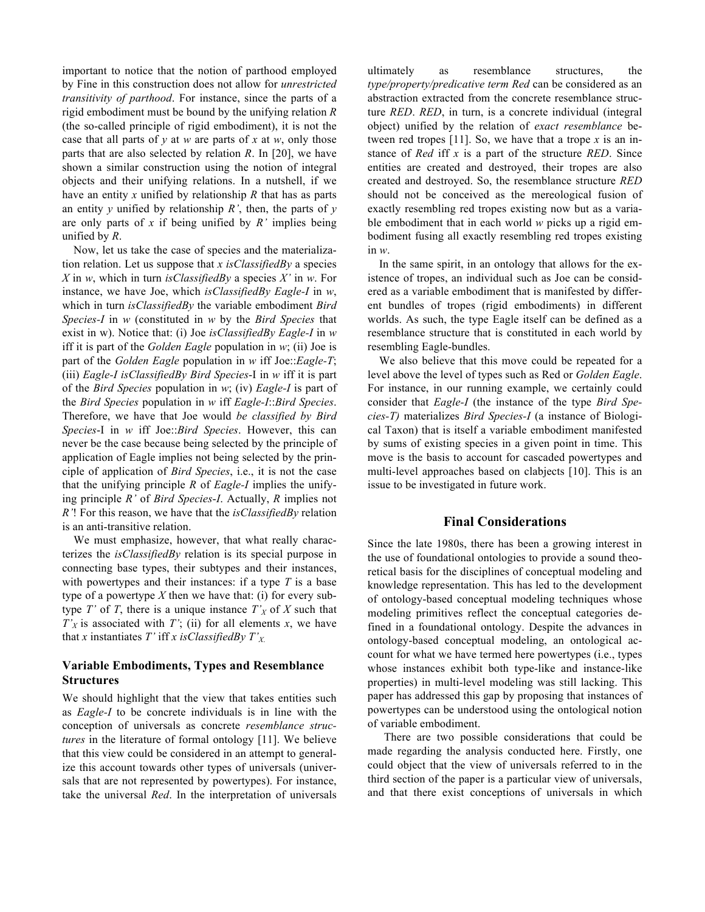important to notice that the notion of parthood employed by Fine in this construction does not allow for *unrestricted transitivity of parthood*. For instance, since the parts of a rigid embodiment must be bound by the unifying relation *R* (the so-called principle of rigid embodiment), it is not the case that all parts of *y* at *w* are parts of *x* at *w*, only those parts that are also selected by relation *R*. In [20], we have shown a similar construction using the notion of integral objects and their unifying relations. In a nutshell, if we have an entity *x* unified by relationship *R* that has as parts an entity *y* unified by relationship *R'*, then, the parts of *y* are only parts of *x* if being unified by *R'* implies being unified by *R*.

Now, let us take the case of species and the materialization relation. Let us suppose that *x isClassifiedBy* a species *X* in *w*, which in turn *isClassifiedBy* a species *X'* in *w*. For instance, we have Joe, which *isClassifiedBy Eagle-I* in *w*, which in turn *isClassifiedBy* the variable embodiment *Bird Species-I* in *w* (constituted in *w* by the *Bird Species* that exist in w). Notice that: (i) Joe *isClassifiedBy Eagle-I* in *w* iff it is part of the *Golden Eagle* population in *w*; (ii) Joe is part of the *Golden Eagle* population in *w* iff Joe::*Eagle-T*; (iii) *Eagle-I isClassifiedBy Bird Species*-I in *w* iff it is part of the *Bird Species* population in *w*; (iv) *Eagle-I* is part of the *Bird Species* population in *w* iff *Eagle-I*::*Bird Species*. Therefore, we have that Joe would *be classified by Bird Species*-I in *w* iff Joe::*Bird Species*. However, this can never be the case because being selected by the principle of application of Eagle implies not being selected by the principle of application of *Bird Species*, i.e., it is not the case that the unifying principle *R* of *Eagle-I* implies the unifying principle *R'* of *Bird Species-I*. Actually, *R* implies not *R'*! For this reason, we have that the *isClassifiedBy* relation is an anti-transitive relation.

We must emphasize, however, that what really characterizes the *isClassifiedBy* relation is its special purpose in connecting base types, their subtypes and their instances, with powertypes and their instances: if a type *T* is a base type of a powertype *X* then we have that: (i) for every subtype *T'* of *T*, there is a unique instance $T'_X$ of *X* such that $T'_X$ is associated with *T'*; (ii) for all elements *x*, we have that *x* instantiates *T'* iff *x isClassifiedBy* $T'_X$.

### Variable Embodiments, Types and Resemblance Structures

We should highlight that the view that takes entities such as *Eagle-I* to be concrete individuals is in line with the conception of universals as concrete *resemblance structures* in the literature of formal ontology [11]. We believe that this view could be considered in an attempt to generalize this account towards other types of universals (universals that are not represented by powertypes). For instance, take the universal *Red*. In the interpretation of universals ultimately as resemblance structures, the *type/property/predicative term Red* can be considered as an abstraction extracted from the concrete resemblance structure *RED*. *RED*, in turn, is a concrete individual (integral object) unified by the relation of *exact resemblance* between red tropes [11]. So, we have that a trope *x* is an instance of *Red* iff *x* is a part of the structure *RED*. Since entities are created and destroyed, their tropes are also created and destroyed. So, the resemblance structure *RED* should not be conceived as the mereological fusion of exactly resembling red tropes existing now but as a variable embodiment that in each world *w* picks up a rigid embodiment fusing all exactly resembling red tropes existing in *w*.

In the same spirit, in an ontology that allows for the existence of tropes, an individual such as Joe can be considered as a variable embodiment that is manifested by different bundles of tropes (rigid embodiments) in different worlds. As such, the type Eagle itself can be defined as a resemblance structure that is constituted in each world by resembling Eagle-bundles.

We also believe that this move could be repeated for a level above the level of types such as Red or *Golden Eagle*. For instance, in our running example, we certainly could consider that *Eagle-I* (the instance of the type *Bird Species-T)* materializes *Bird Species-I* (a instance of Biological Taxon) that is itself a variable embodiment manifested by sums of existing species in a given point in time. This move is the basis to account for cascaded powertypes and multi-level approaches based on clabjects [10]. This is an issue to be investigated in future work.

## Final Considerations

Since the late 1980s, there has been a growing interest in the use of foundational ontologies to provide a sound theoretical basis for the disciplines of conceptual modeling and knowledge representation. This has led to the development of ontology-based conceptual modeling techniques whose modeling primitives reflect the conceptual categories defined in a foundational ontology. Despite the advances in ontology-based conceptual modeling, an ontological account for what we have termed here powertypes (i.e., types whose instances exhibit both type-like and instance-like properties) in multi-level modeling was still lacking. This paper has addressed this gap by proposing that instances of powertypes can be understood using the ontological notion of variable embodiment.

There are two possible considerations that could be made regarding the analysis conducted here. Firstly, one could object that the view of universals referred to in the third section of the paper is a particular view of universals, and that there exist conceptions of universals in which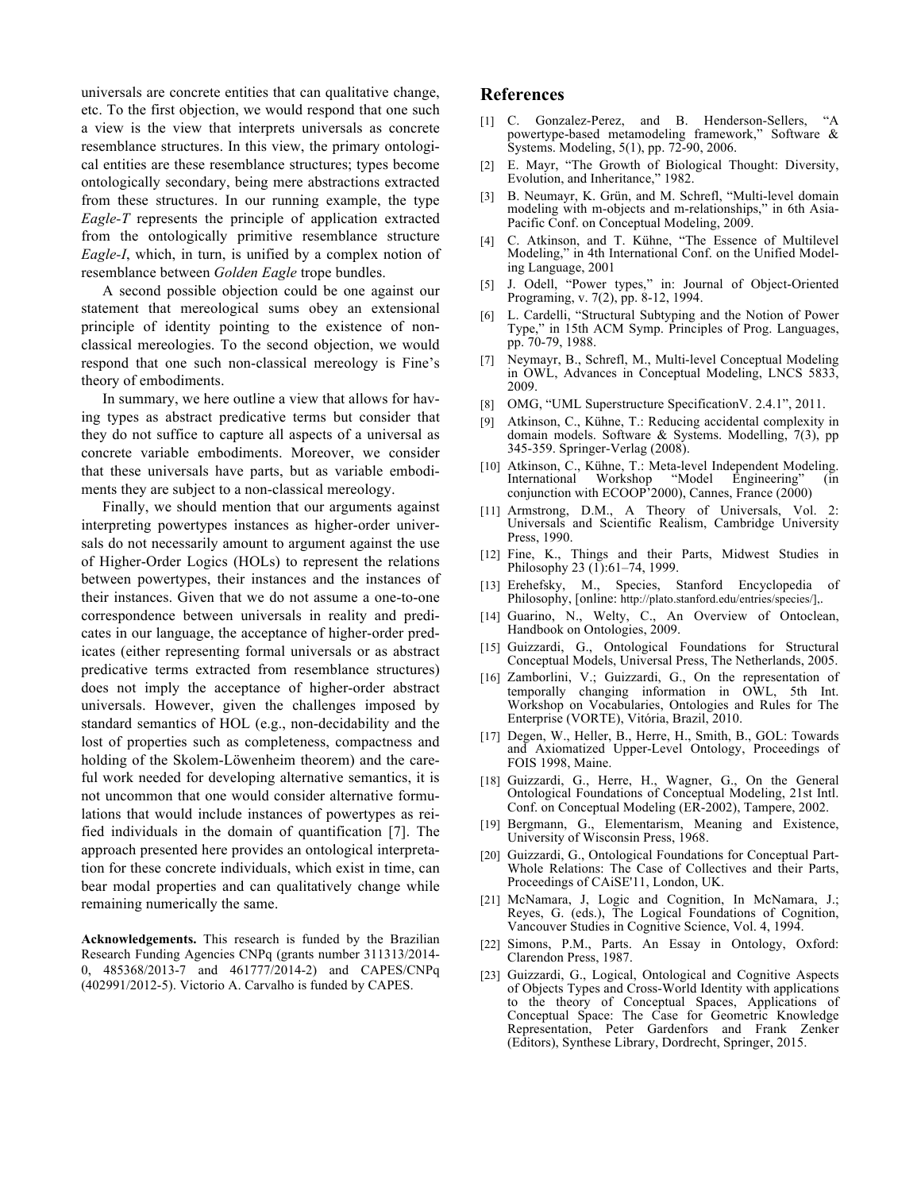universals are concrete entities that can qualitative change, etc. To the first objection, we would respond that one such a view is the view that interprets universals as concrete resemblance structures. In this view, the primary ontological entities are these resemblance structures; types become ontologically secondary, being mere abstractions extracted from these structures. In our running example, the type *Eagle-T* represents the principle of application extracted from the ontologically primitive resemblance structure *Eagle-I*, which, in turn, is unified by a complex notion of resemblance between *Golden Eagle* trope bundles.

A second possible objection could be one against our statement that mereological sums obey an extensional principle of identity pointing to the existence of non-classical mereologies. To the second objection, we would respond that one such non-classical mereology is Fine's theory of embodiments.

In summary, we here outline a view that allows for having types as abstract predicative terms but consider that they do not suffice to capture all aspects of a universal as concrete variable embodiments. Moreover, we consider that these universals have parts, but as variable embodiments they are subject to a non-classical mereology.

Finally, we should mention that our arguments against interpreting powertypes instances as higher-order universals do not necessarily amount to argument against the use of Higher-Order Logics (HOLs) to represent the relations between powertypes, their instances and the instances of their instances. Given that we do not assume a one-to-one correspondence between universals in reality and predicates in our language, the acceptance of higher-order predicates (either representing formal universals or as abstract predicative terms extracted from resemblance structures) does not imply the acceptance of higher-order abstract universals. However, given the challenges imposed by standard semantics of HOL (e.g., non-decidability and the lost of properties such as completeness, compactness and holding of the Skolem-Löwenheim theorem) and the careful work needed for developing alternative semantics, it is not uncommon that one would consider alternative formulations that would include instances of powertypes as reified individuals in the domain of quantification [7]. The approach presented here provides an ontological interpretation for these concrete individuals, which exist in time, can bear modal properties and can qualitatively change while remaining numerically the same.

**Acknowledgements.** This research is funded by the Brazilian Research Funding Agencies CNPq (grants number 311313/2014-0, 485368/2013-7 and 461777/2014-2) and CAPES/CNPq (402991/2012-5). Victorio A. Carvalho is funded by CAPES.

## References

[1] C. Gonzalez-Perez, and B. Henderson-Sellers, "A powertype-based metamodeling framework," Software & Systems. Modeling, 5(1), pp. 72-90, 2006.

[2] E. Mayr, "The Growth of Biological Thought: Diversity, Evolution, and Inheritance," 1982.

[3] B. Neumayr, K. Grün, and M. Schrefl, "Multi-level domain modeling with m-objects and m-relationships," in 6th Asia-Pacific Conf. on Conceptual Modeling, 2009.

[4] C. Atkinson, and T. Kühne, "The Essence of Multilevel Modeling," in 4th International Conf. on the Unified Modeling Language, 2001

[5] J. Odell, "Power types," in: Journal of Object-Oriented Programing, v. 7(2), pp. 8-12, 1994.

[6] L. Cardelli, "Structural Subtyping and the Notion of Power Type," in 15th ACM Symp. Principles of Prog. Languages, pp. 70-79, 1988.

[7] Neymayr, B., Schrefl, M., Multi-level Conceptual Modeling in OWL, Advances in Conceptual Modeling, LNCS 5833, 2009.

[8] OMG, "UML Superstructure SpecificationV. 2.4.1", 2011.

[9] Atkinson, C., Kühne, T.: Reducing accidental complexity in domain models. Software & Systems. Modelling, 7(3), pp 345-359. Springer-Verlag (2008).

[10] Atkinson, C., Kühne, T.: Meta-level Independent Modeling. International Workshop "Model Engineering" (in conjunction with ECOOP'2000), Cannes, France (2000)

[11] Armstrong, D.M., A Theory of Universals, Vol. 2: Universals and Scientific Realism, Cambridge University Press, 1990.

[12] Fine, K., Things and their Parts, Midwest Studies in Philosophy 23 (1):61–74, 1999.

[13] Erehefsky, M., Species, Stanford Encyclopedia of Philosophy, [online: http://plato.stanford.edu/entries/species/],.

[14] Guarino, N., Welty, C., An Overview of Ontoclean, Handbook on Ontologies, 2009.

[15] Guizzardi, G., Ontological Foundations for Structural Conceptual Models, Universal Press, The Netherlands, 2005.

[16] Zamborlini, V.; Guizzardi, G., On the representation of temporally changing information in OWL, 5th Int. Workshop on Vocabularies, Ontologies and Rules for The Enterprise (VORTE), Vitória, Brazil, 2010.

[17] Degen, W., Heller, B., Herre, H., Smith, B., GOL: Towards and Axiomatized Upper-Level Ontology, Proceedings of FOIS 1998, Maine.

[18] Guizzardi, G., Herre, H., Wagner, G., On the General Ontological Foundations of Conceptual Modeling, 21st Intl. Conf. on Conceptual Modeling (ER-2002), Tampere, 2002.

[19] Bergmann, G., Elementarism, Meaning and Existence, University of Wisconsin Press, 1968.

[20] Guizzardi, G., Ontological Foundations for Conceptual Part-Whole Relations: The Case of Collectives and their Parts, Proceedings of CAiSE'11, London, UK.

[21] McNamara, J, Logic and Cognition, In McNamara, J.; Reyes, G. (eds.), The Logical Foundations of Cognition, Vancouver Studies in Cognitive Science, Vol. 4, 1994.

[22] Simons, P.M., Parts. An Essay in Ontology, Oxford: Clarendon Press, 1987.

[23] Guizzardi, G., Logical, Ontological and Cognitive Aspects of Objects Types and Cross-World Identity with applications to the theory of Conceptual Spaces, Applications of Conceptual Space: The Case for Geometric Knowledge Representation, Peter Gardenfors and Frank Zenker (Editors), Synthese Library, Dordrecht, Springer, 2015.